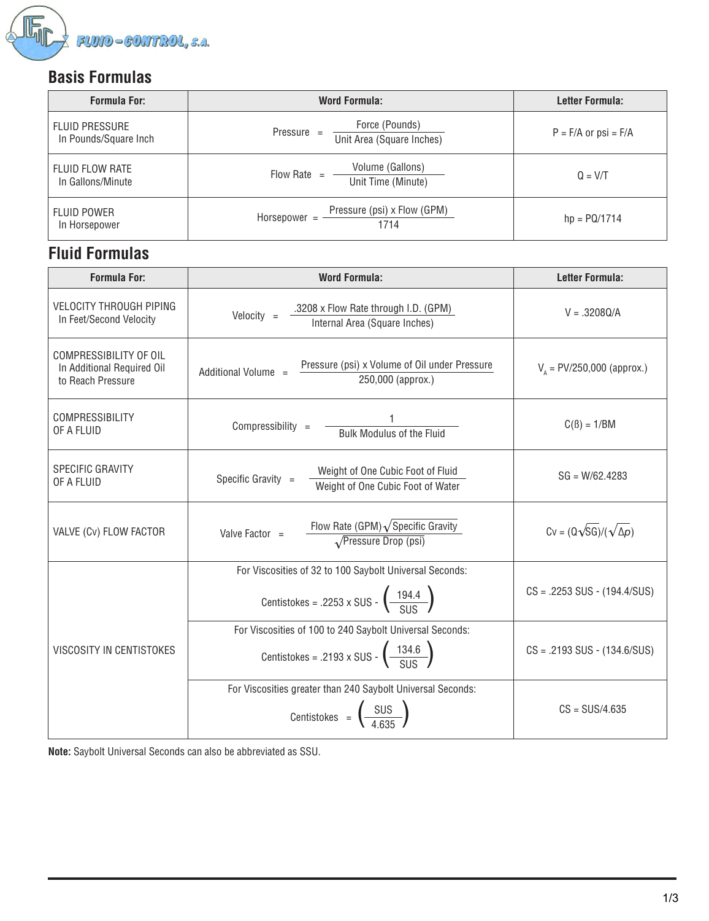FLUID-CONTROL, S.A.

## Basis Formulas

| Formula For: | Word Formula: | Letter Formula: |
|---|---|---|
| FLUID PRESSURE In Pounds/Square Inch | $\text{Pressure} = \dfrac{\text{Force (Pounds)}}{\text{Unit Area (Square Inches)}}$ | P = F/A or psi = F/A |
| FLUID FLOW RATE In Gallons/Minute | $\text{Flow Rate} = \dfrac{\text{Volume (Gallons)}}{\text{Unit Time (Minute)}}$ | Q = V/T |
| FLUID POWER In Horsepower | $\text{Horsepower} = \dfrac{\text{Pressure (psi) x Flow (GPM)}}{1714}$ | hp = PQ/1714 |

## Fluid Formulas

| Formula For: | Word Formula: | Letter Formula: |
|---|---|---|
| VELOCITY THROUGH PIPING In Feet/Second Velocity | $\text{Velocity} = \dfrac{.3208 \text{ x Flow Rate through I.D. (GPM)}}{\text{Internal Area (Square Inches)}}$ | V = .3208Q/A |
| COMPRESSIBILITY OF OIL In Additional Required Oil to Reach Pressure | $\text{Additional Volume} = \dfrac{\text{Pressure (psi) x Volume of Oil under Pressure}}{\text{250,000 (approx.)}}$ | $V_A$ = PV/250,000 (approx.) |
| COMPRESSIBILITY OF A FLUID | $\text{Compressibility} = \dfrac{1}{\text{Bulk Modulus of the Fluid}}$ | C(ß) = 1/BM |
| SPECIFIC GRAVITY OF A FLUID | $\text{Specific Gravity} = \dfrac{\text{Weight of One Cubic Foot of Fluid}}{\text{Weight of One Cubic Foot of Water}}$ | SG = W/62.4283 |
| VALVE (Cv) FLOW FACTOR | $\text{Valve Factor} = \dfrac{\text{Flow Rate (GPM)}\sqrt{\text{Specific Gravity}}}{\sqrt{\text{Pressure Drop (psi)}}}$ | $Cv = (Q\sqrt{SG})/(\sqrt{\Delta p})$ |
| VISCOSITY IN CENTISTOKES | For Viscosities of 32 to 100 Saybolt Universal Seconds: $\text{Centistokes} = .2253 \text{ x SUS} - \left(\dfrac{194.4}{\text{SUS}}\right)$ | CS = .2253 SUS - (194.4/SUS) |
| | For Viscosities of 100 to 240 Saybolt Universal Seconds: $\text{Centistokes} = .2193 \text{ x SUS} - \left(\dfrac{134.6}{\text{SUS}}\right)$ | CS = .2193 SUS - (134.6/SUS) |
| | For Viscosities greater than 240 Saybolt Universal Seconds: $\text{Centistokes} = \left(\dfrac{\text{SUS}}{4.635}\right)$ | CS = SUS/4.635 |

**Note:** Saybolt Universal Seconds can also be abbreviated as SSU.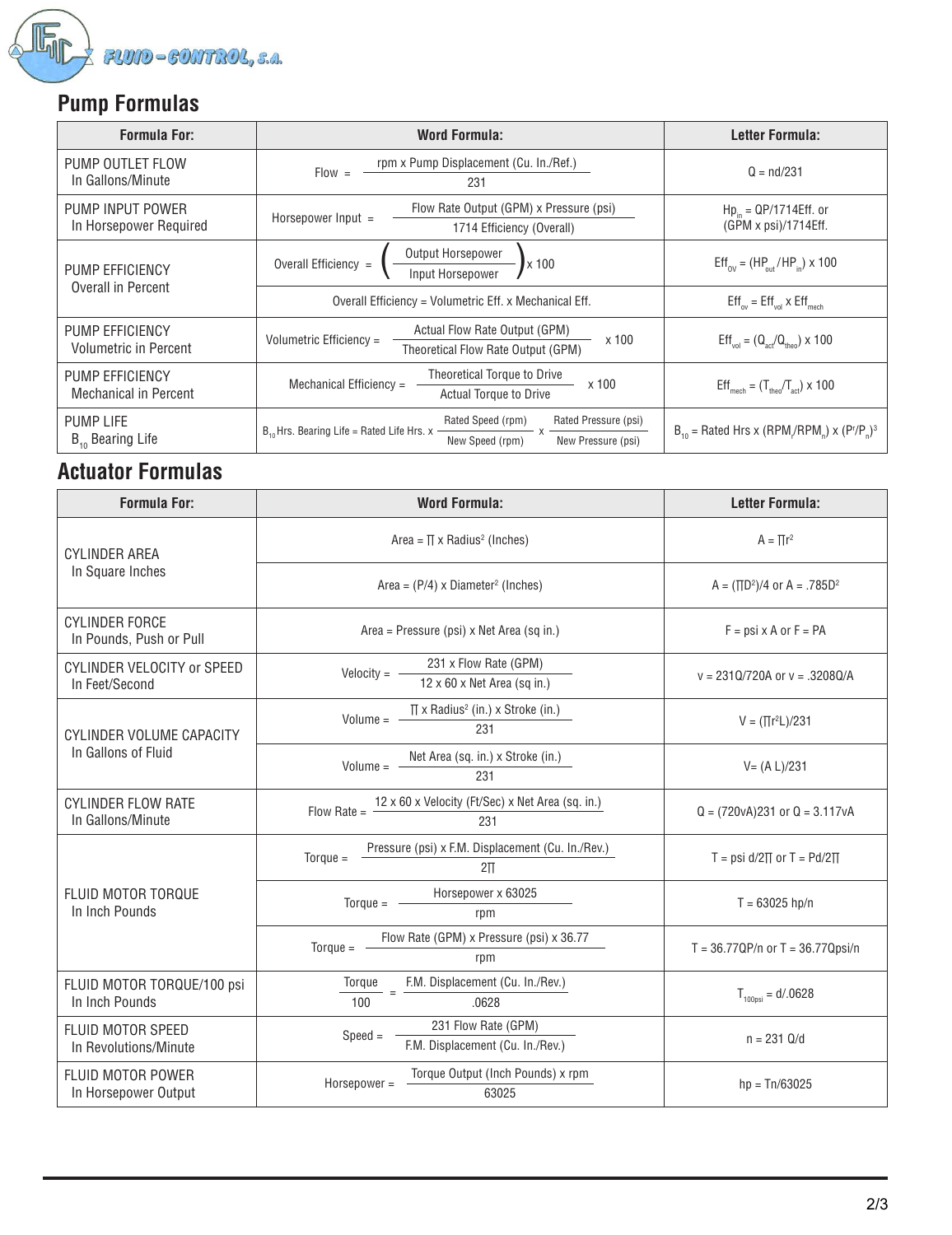## Pump Formulas

| Formula For: | Word Formula: | Letter Formula: |
|---|---|---|
| PUMP OUTLET FLOW In Gallons/Minute | $\text{Flow} = \dfrac{\text{rpm x Pump Displacement (Cu. In./Ref.)}}{231}$ | $Q = nd/231$ |
| PUMP INPUT POWER In Horsepower Required | $\text{Horsepower Input} = \dfrac{\text{Flow Rate Output (GPM) x Pressure (psi)}}{\text{1714 Efficiency (Overall)}}$ | $Hp_{in} = QP/1714Eff.$ or $(GPM \times psi)/1714Eff.$ |
| PUMP EFFICIENCY Overall in Percent | $\text{Overall Efficiency} = \left(\dfrac{\text{Output Horsepower}}{\text{Input Horsepower}}\right) \times 100$ | $Eff_{OV} = (HP_{out}/HP_{in}) \times 100$ |
| | Overall Efficiency = Volumetric Eff. x Mechanical Eff. | $Eff_{ov} = Eff_{vol} \times Eff_{mech}$ |
| PUMP EFFICIENCY Volumetric in Percent | $\text{Volumetric Efficiency} = \dfrac{\text{Actual Flow Rate Output (GPM)}}{\text{Theoretical Flow Rate Output (GPM)}} \times 100$ | $Eff_{vol} = (Q_{act}/Q_{theo}) \times 100$ |
| PUMP EFFICIENCY Mechanical in Percent | $\text{Mechanical Efficiency} = \dfrac{\text{Theoretical Torque to Drive}}{\text{Actual Torque to Drive}} \times 100$ | $Eff_{mech} = (T_{theo}/T_{act}) \times 100$ |
| PUMP LIFE $B_{10}$ Bearing Life | $B_{10}\text{ Hrs. Bearing Life} = \text{Rated Life Hrs.} \times \dfrac{\text{Rated Speed (rpm)}}{\text{New Speed (rpm)}} \times \dfrac{\text{Rated Pressure (psi)}}{\text{New Pressure (psi)}}$ | $B_{10} = \text{Rated Hrs} \times (RPM_r/RPM_n) \times (P^r/P_n)^3$ |

## Actuator Formulas

| Formula For: | Word Formula: | Letter Formula: |
|---|---|---|
| CYLINDER AREA In Square Inches | $\text{Area} = \pi \times \text{Radius}^2 \text{ (Inches)}$ | $A = \pi r^2$ |
| | $\text{Area} = (P/4) \times \text{Diameter}^2 \text{ (Inches)}$ | $A = (\pi D^2)/4$ or $A = .785D^2$ |
| CYLINDER FORCE In Pounds, Push or Pull | Area = Pressure (psi) x Net Area (sq in.) | $F = psi \times A$ or $F = PA$ |
| CYLINDER VELOCITY or SPEED In Feet/Second | $\text{Velocity} = \dfrac{\text{231 x Flow Rate (GPM)}}{\text{12 x 60 x Net Area (sq in.)}}$ | $v = 231Q/720A$ or $v = .3208Q/A$ |
| CYLINDER VOLUME CAPACITY In Gallons of Fluid | $\text{Volume} = \dfrac{\pi \times \text{Radius}^2 \text{ (in.)} \times \text{Stroke (in.)}}{231}$ | $V = (\pi r^2 L)/231$ |
| | $\text{Volume} = \dfrac{\text{Net Area (sq. in.) x Stroke (in.)}}{231}$ | $V = (A\,L)/231$ |
| CYLINDER FLOW RATE In Gallons/Minute | $\text{Flow Rate} = \dfrac{\text{12 x 60 x Velocity (Ft/Sec) x Net Area (sq. in.)}}{231}$ | $Q = (720vA)231$ or $Q = 3.117vA$ |
| FLUID MOTOR TORQUE In Inch Pounds | $\text{Torque} = \dfrac{\text{Pressure (psi) x F.M. Displacement (Cu. In./Rev.)}}{2\pi}$ | $T = psi\ d/2\pi$ or $T = Pd/2\pi$ |
| | $\text{Torque} = \dfrac{\text{Horsepower x 63025}}{\text{rpm}}$ | $T = 63025\ hp/n$ |
| | $\text{Torque} = \dfrac{\text{Flow Rate (GPM) x Pressure (psi) x 36.77}}{\text{rpm}}$ | $T = 36.77QP/n$ or $T = 36.77Qpsi/n$ |
| FLUID MOTOR TORQUE/100 psi In Inch Pounds | $\dfrac{\text{Torque}}{100} = \dfrac{\text{F.M. Displacement (Cu. In./Rev.)}}{.0628}$ | $T_{100psi} = d/.0628$ |
| FLUID MOTOR SPEED In Revolutions/Minute | $\text{Speed} = \dfrac{\text{231 Flow Rate (GPM)}}{\text{F.M. Displacement (Cu. In./Rev.)}}$ | $n = 231\ Q/d$ |
| FLUID MOTOR POWER In Horsepower Output | $\text{Horsepower} = \dfrac{\text{Torque Output (Inch Pounds) x rpm}}{63025}$ | $hp = Tn/63025$ |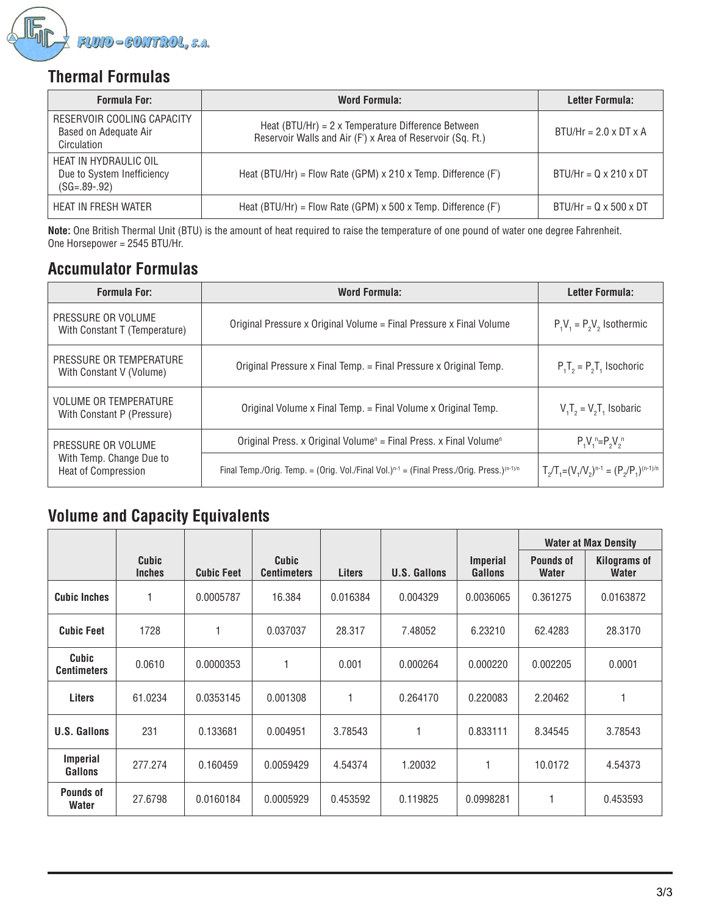## Thermal Formulas

| Formula For: | Word Formula: | Letter Formula: |
|---|---|---|
| RESERVOIR COOLING CAPACITY Based on Adequate Air Circulation | Heat (BTU/Hr) = 2 x Temperature Difference Between Reservoir Walls and Air (F°) x Area of Reservoir (Sq. Ft.) | BTU/Hr = 2.0 x DT x A |
| HEAT IN HYDRAULIC OIL Due to System Inefficiency (SG=.89-.92) | Heat (BTU/Hr) = Flow Rate (GPM) x 210 x Temp. Difference (F°) | BTU/Hr = Q x 210 x DT |
| HEAT IN FRESH WATER | Heat (BTU/Hr) = Flow Rate (GPM) x 500 x Temp. Difference (F°) | BTU/Hr = Q x 500 x DT |

**Note:** One British Thermal Unit (BTU) is the amount of heat required to raise the temperature of one pound of water one degree Fahrenheit.
One Horsepower = 2545 BTU/Hr.

## Accumulator Formulas

| Formula For: | Word Formula: | Letter Formula: |
|---|---|---|
| PRESSURE OR VOLUME With Constant T (Temperature) | Original Pressure x Original Volume = Final Pressure x Final Volume | $P_1V_1 = P_2V_2$ Isothermic |
| PRESSURE OR TEMPERATURE With Constant V (Volume) | Original Pressure x Final Temp. = Final Pressure x Original Temp. | $P_1T_2 = P_2T_1$ Isochoric |
| VOLUME OR TEMPERATURE With Constant P (Pressure) | Original Volume x Final Temp. = Final Volume x Original Temp. | $V_1T_2 = V_2T_1$ Isobaric |
| PRESSURE OR VOLUME With Temp. Change Due to Heat of Compression | Original Press. x Original Volume$^n$ = Final Press. x Final Volume$^n$ | $P_1V_1^n=P_2V_2^n$ |
| | Final Temp./Orig. Temp. = (Orig. Vol./Final Vol.)$^{n-1}$ = (Final Press./Orig. Press.)$^{(n-1)/n}$ | $T_2/T_1=(V_1/V_2)^{n-1} = (P_2/P_1)^{(n-1)/n}$ |

## Volume and Capacity Equivalents

| | | | | | | | Water at Max Density | |
|---|---|---|---|---|---|---|---|---|
| | Cubic Inches | Cubic Feet | Cubic Centimeters | Liters | U.S. Gallons | Imperial Gallons | Pounds of Water | Kilograms of Water |
| **Cubic Inches** | 1 | 0.0005787 | 16.384 | 0.016384 | 0.004329 | 0.0036065 | 0.361275 | 0.0163872 |
| **Cubic Feet** | 1728 | 1 | 0.037037 | 28.317 | 7.48052 | 6.23210 | 62.4283 | 28.3170 |
| **Cubic Centimeters** | 0.0610 | 0.0000353 | 1 | 0.001 | 0.000264 | 0.000220 | 0.002205 | 0.0001 |
| **Liters** | 61.0234 | 0.0353145 | 0.001308 | 1 | 0.264170 | 0.220083 | 2.20462 | 1 |
| **U.S. Gallons** | 231 | 0.133681 | 0.004951 | 3.78543 | 1 | 0.833111 | 8.34545 | 3.78543 |
| **Imperial Gallons** | 277.274 | 0.160459 | 0.0059429 | 4.54374 | 1.20032 | 1 | 10.0172 | 4.54373 |
| **Pounds of Water** | 27.6798 | 0.0160184 | 0.0005929 | 0.453592 | 0.119825 | 0.0998281 | 1 | 0.453593 |